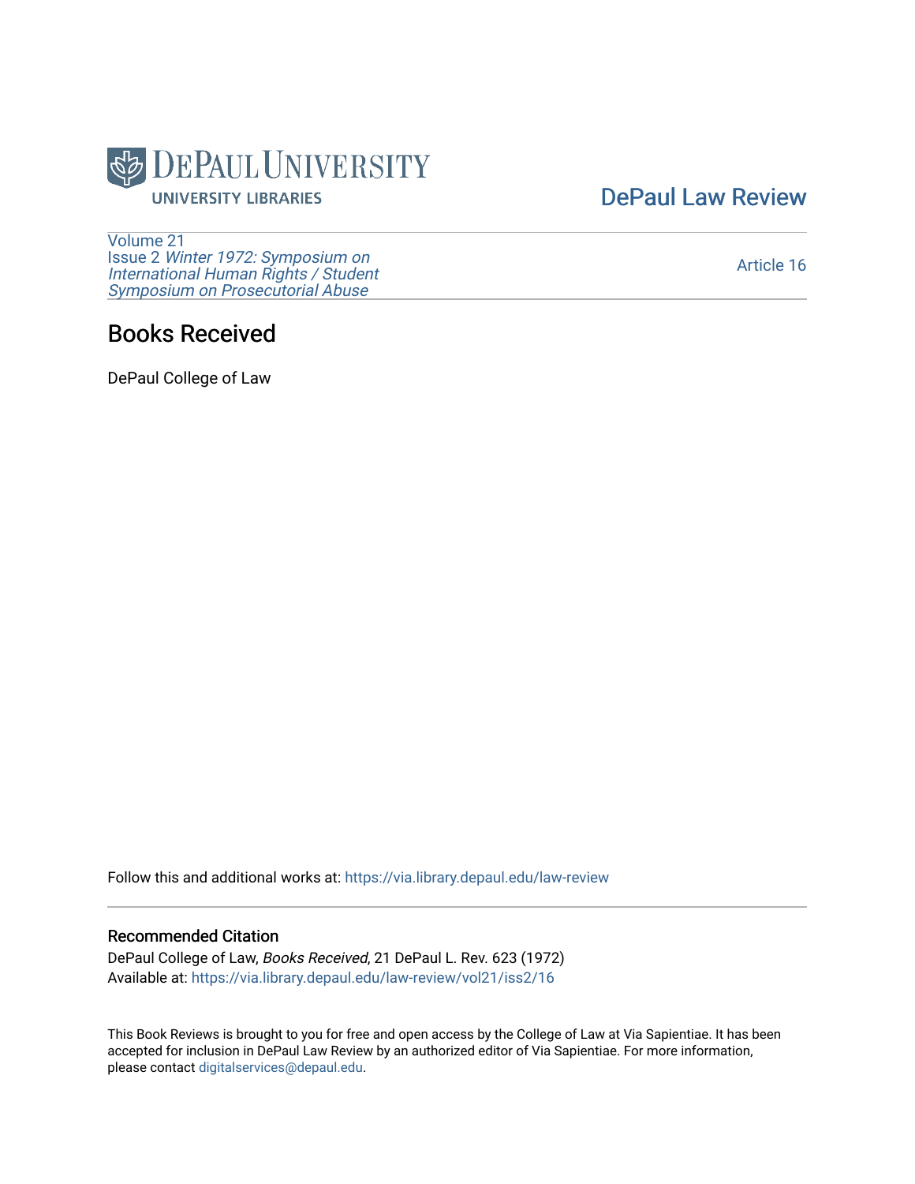DePaul University Libraries

DePaul Law Review

Volume 21
Issue 2 *Winter 1972: Symposium on International Human Rights / Student Symposium on Prosecutorial Abuse*

Article 16

# Books Received

DePaul College of Law

Follow this and additional works at: https://via.library.depaul.edu/law-review

## Recommended Citation

DePaul College of Law, *Books Received*, 21 DePaul L. Rev. 623 (1972)
Available at: https://via.library.depaul.edu/law-review/vol21/iss2/16

This Book Reviews is brought to you for free and open access by the College of Law at Via Sapientiae. It has been accepted for inclusion in DePaul Law Review by an authorized editor of Via Sapientiae. For more information, please contact digitalservices@depaul.edu.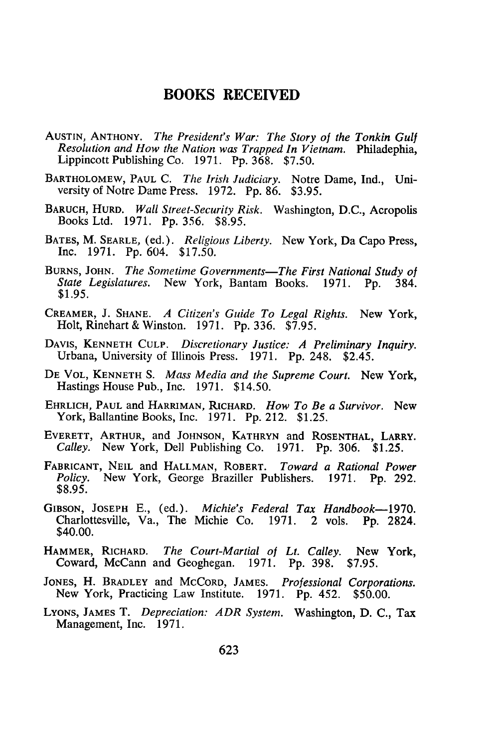## BOOKS RECEIVED

AUSTIN, ANTHONY. *The President's War: The Story of the Tonkin Gulf Resolution and How the Nation was Trapped In Vietnam.* Philadephia, Lippincott Publishing Co. 1971. Pp. 368. $7.50.

BARTHOLOMEW, PAUL C. *The Irish Judiciary.* Notre Dame, Ind., University of Notre Dame Press. 1972. Pp. 86. $3.95.

BARUCH, HURD. *Wall Street-Security Risk.* Washington, D.C., Acropolis Books Ltd. 1971. Pp. 356. $8.95.

BATES, M. SEARLE, (ed.). *Religious Liberty.* New York, Da Capo Press, Inc. 1971. Pp. 604. $17.50.

BURNS, JOHN. *The Sometime Governments—The First National Study of State Legislatures.* New York, Bantam Books. 1971. Pp. 384. $1.95.

CREAMER, J. SHANE. *A Citizen's Guide To Legal Rights.* New York, Holt, Rinehart & Winston. 1971. Pp. 336. $7.95.

DAVIS, KENNETH CULP. *Discretionary Justice: A Preliminary Inquiry.* Urbana, University of Illinois Press. 1971. Pp. 248. $2.45.

DE VOL, KENNETH S. *Mass Media and the Supreme Court.* New York, Hastings House Pub., Inc. 1971. $14.50.

EHRLICH, PAUL and HARRIMAN, RICHARD. *How To Be a Survivor.* New York, Ballantine Books, Inc. 1971. Pp. 212. $1.25.

EVERETT, ARTHUR, and JOHNSON, KATHRYN and ROSENTHAL, LARRY. *Calley.* New York, Dell Publishing Co. 1971. Pp. 306. $1.25.

FABRICANT, NEIL and HALLMAN, ROBERT. *Toward a Rational Power Policy.* New York, George Braziller Publishers. 1971. Pp. 292. $8.95.

GIBSON, JOSEPH E., (ed.). *Michie's Federal Tax Handbook—1970.* Charlottesville, Va., The Michie Co. 1971. 2 vols. Pp. 2824. $40.00.

HAMMER, RICHARD. *The Court-Martial of Lt. Calley.* New York, Coward, McCann and Geoghegan. 1971. Pp. 398. $7.95.

JONES, H. BRADLEY and MCCORD, JAMES. *Professional Corporations.* New York, Practicing Law Institute. 1971. Pp. 452. $50.00.

LYONS, JAMES T. *Depreciation: ADR System.* Washington, D. C., Tax Management, Inc. 1971.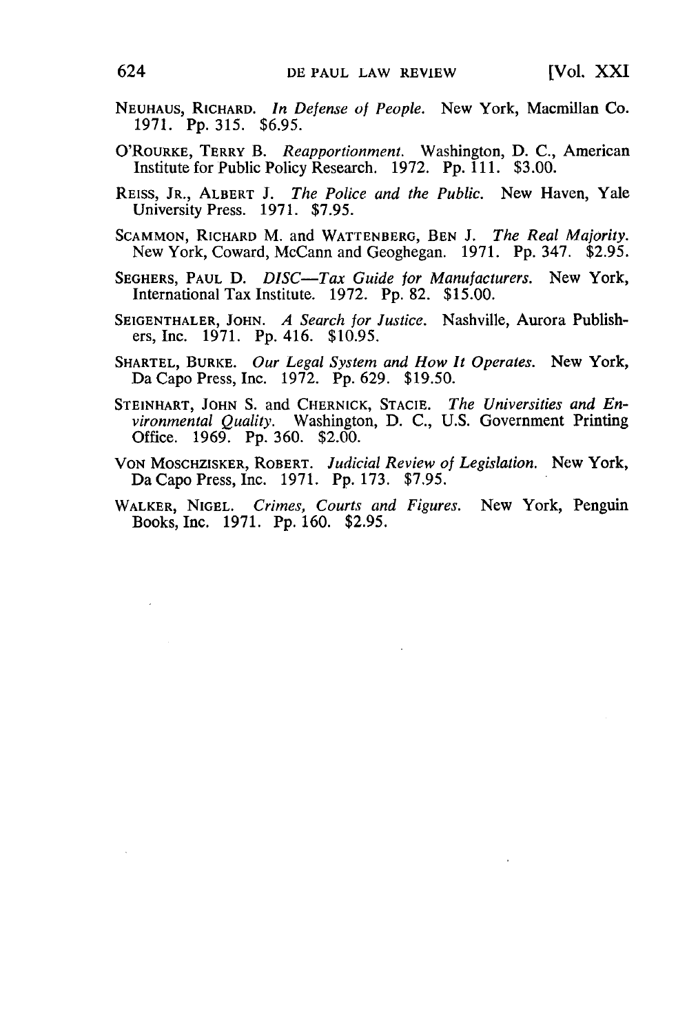NEUHAUS, RICHARD. *In Defense of People.* New York, Macmillan Co. 1971. Pp. 315. $6.95.

O'ROURKE, TERRY B. *Reapportionment.* Washington, D. C., American Institute for Public Policy Research. 1972. Pp. 111. $3.00.

REISS, JR., ALBERT J. *The Police and the Public.* New Haven, Yale University Press. 1971. $7.95.

SCAMMON, RICHARD M. and WATTENBERG, BEN J. *The Real Majority.* New York, Coward, McCann and Geoghegan. 1971. Pp. 347. $2.95.

SEGHERS, PAUL D. *DISC—Tax Guide for Manufacturers.* New York, International Tax Institute. 1972. Pp. 82. $15.00.

SEIGENTHALER, JOHN. *A Search for Justice.* Nashville, Aurora Publishers, Inc. 1971. Pp. 416. $10.95.

SHARTEL, BURKE. *Our Legal System and How It Operates.* New York, Da Capo Press, Inc. 1972. Pp. 629. $19.50.

STEINHART, JOHN S. and CHERNICK, STACIE. *The Universities and Environmental Quality.* Washington, D. C., U.S. Government Printing Office. 1969. Pp. 360. $2.00.

VON MOSCHZISKER, ROBERT. *Judicial Review of Legislation.* New York, Da Capo Press, Inc. 1971. Pp. 173. $7.95.

WALKER, NIGEL. *Crimes, Courts and Figures.* New York, Penguin Books, Inc. 1971. Pp. 160. $2.95.